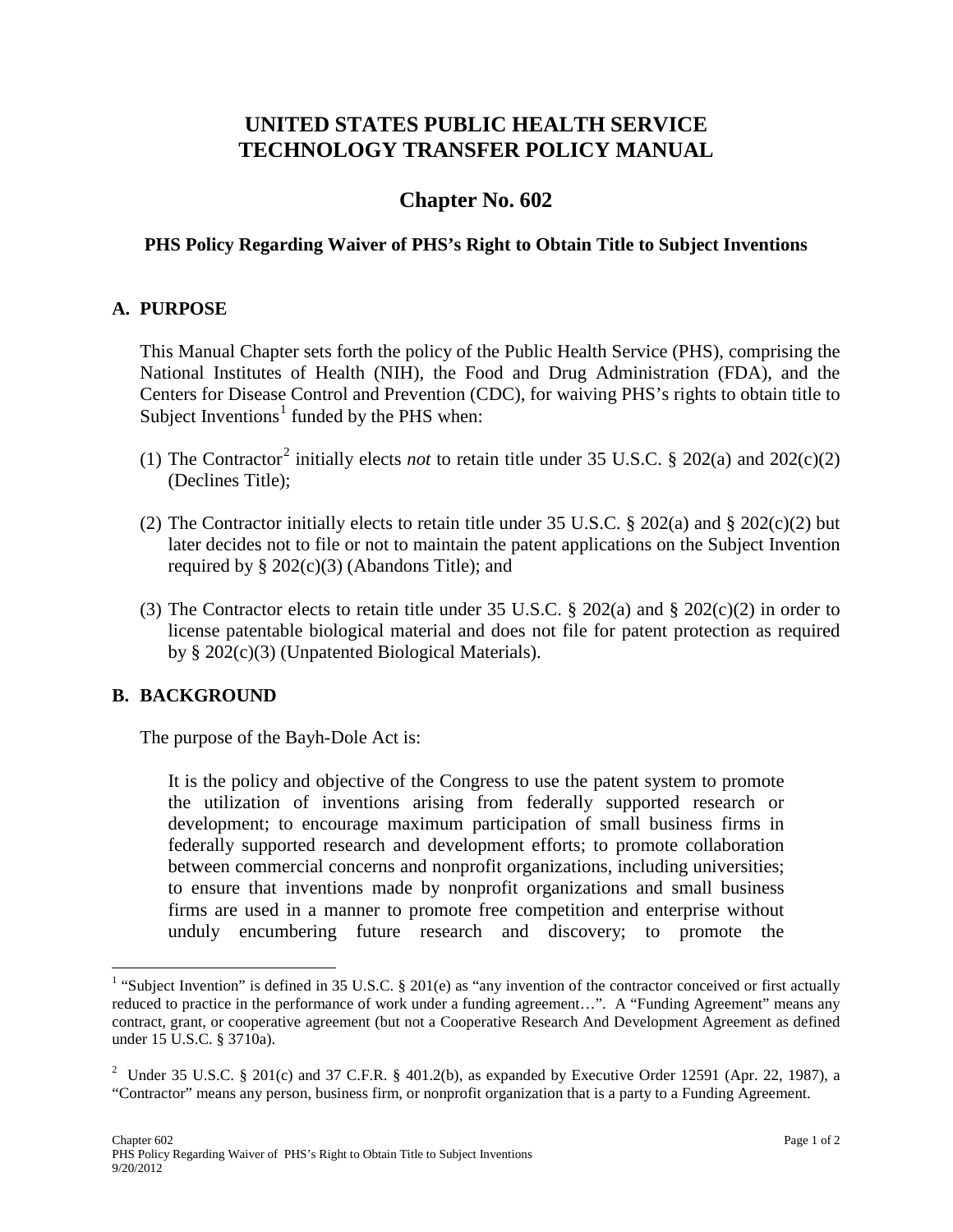# UNITED STATES PUBLIC HEALTH SERVICE TECHNOLOGY TRANSFER POLICY MANUAL

## Chapter No. 602

### PHS Policy Regarding Waiver of PHS's Right to Obtain Title to Subject Inventions

## A. PURPOSE

This Manual Chapter sets forth the policy of the Public Health Service (PHS), comprising the National Institutes of Health (NIH), the Food and Drug Administration (FDA), and the Centers for Disease Control and Prevention (CDC), for waiving PHS's rights to obtain title to Subject Inventions[1] funded by the PHS when:

(1) The Contractor[2] initially elects *not* to retain title under 35 U.S.C. § 202(a) and 202(c)(2) (Declines Title);

(2) The Contractor initially elects to retain title under 35 U.S.C. § 202(a) and § 202(c)(2) but later decides not to file or not to maintain the patent applications on the Subject Invention required by § 202(c)(3) (Abandons Title); and

(3) The Contractor elects to retain title under 35 U.S.C. § 202(a) and § 202(c)(2) in order to license patentable biological material and does not file for patent protection as required by § 202(c)(3) (Unpatented Biological Materials).

## B. BACKGROUND

The purpose of the Bayh-Dole Act is:

> It is the policy and objective of the Congress to use the patent system to promote the utilization of inventions arising from federally supported research or development; to encourage maximum participation of small business firms in federally supported research and development efforts; to promote collaboration between commercial concerns and nonprofit organizations, including universities; to ensure that inventions made by nonprofit organizations and small business firms are used in a manner to promote free competition and enterprise without unduly encumbering future research and discovery; to promote the

---

[1] "Subject Invention" is defined in 35 U.S.C. § 201(e) as "any invention of the contractor conceived or first actually reduced to practice in the performance of work under a funding agreement…". A "Funding Agreement" means any contract, grant, or cooperative agreement (but not a Cooperative Research And Development Agreement as defined under 15 U.S.C. § 3710a).

[2] Under 35 U.S.C. § 201(c) and 37 C.F.R. § 401.2(b), as expanded by Executive Order 12591 (Apr. 22, 1987), a "Contractor" means any person, business firm, or nonprofit organization that is a party to a Funding Agreement.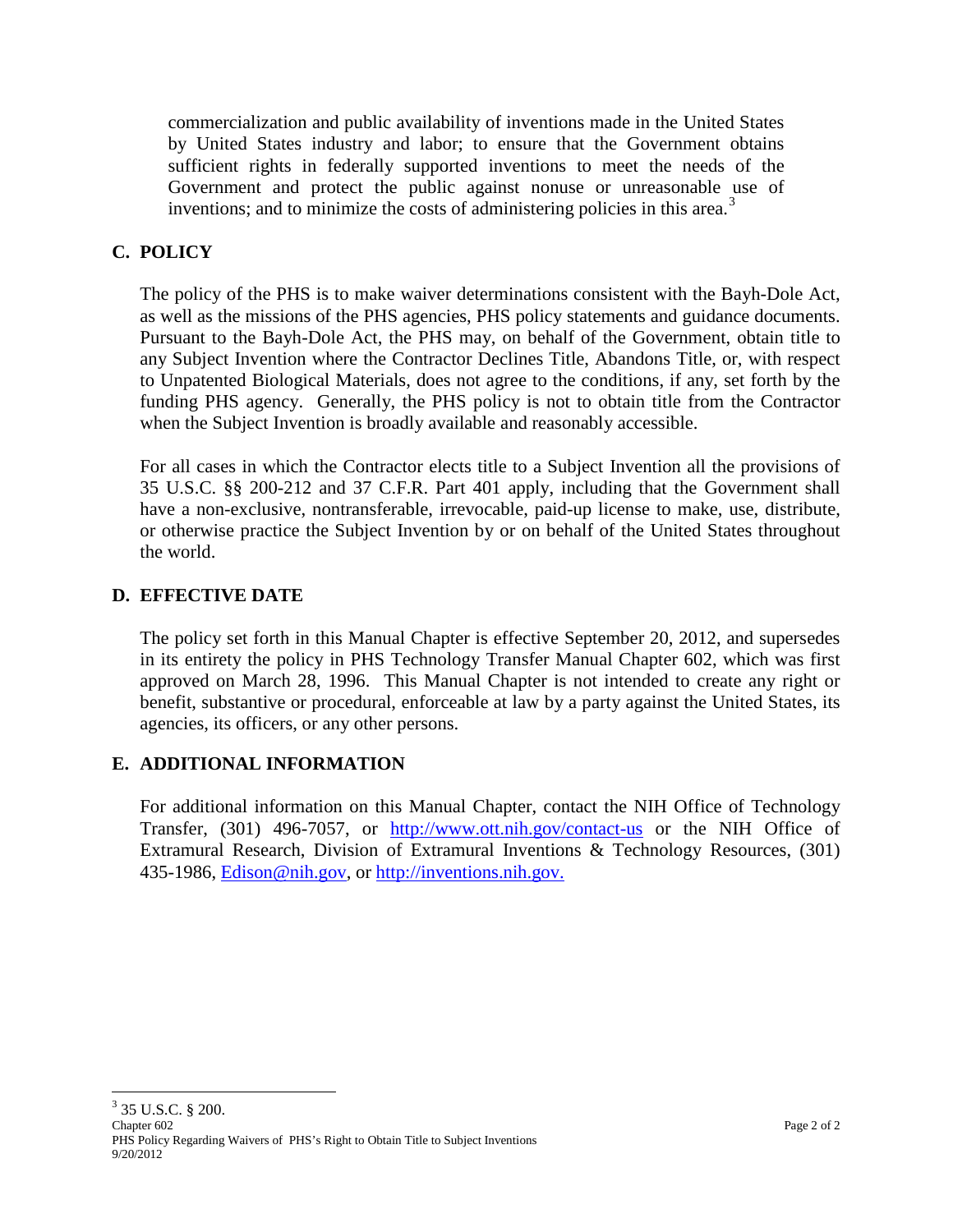commercialization and public availability of inventions made in the United States by United States industry and labor; to ensure that the Government obtains sufficient rights in federally supported inventions to meet the needs of the Government and protect the public against nonuse or unreasonable use of inventions; and to minimize the costs of administering policies in this area.[3]

## C. POLICY

The policy of the PHS is to make waiver determinations consistent with the Bayh-Dole Act, as well as the missions of the PHS agencies, PHS policy statements and guidance documents. Pursuant to the Bayh-Dole Act, the PHS may, on behalf of the Government, obtain title to any Subject Invention where the Contractor Declines Title, Abandons Title, or, with respect to Unpatented Biological Materials, does not agree to the conditions, if any, set forth by the funding PHS agency. Generally, the PHS policy is not to obtain title from the Contractor when the Subject Invention is broadly available and reasonably accessible.

For all cases in which the Contractor elects title to a Subject Invention all the provisions of 35 U.S.C. §§ 200-212 and 37 C.F.R. Part 401 apply, including that the Government shall have a non-exclusive, nontransferable, irrevocable, paid-up license to make, use, distribute, or otherwise practice the Subject Invention by or on behalf of the United States throughout the world.

## D. EFFECTIVE DATE

The policy set forth in this Manual Chapter is effective September 20, 2012, and supersedes in its entirety the policy in PHS Technology Transfer Manual Chapter 602, which was first approved on March 28, 1996. This Manual Chapter is not intended to create any right or benefit, substantive or procedural, enforceable at law by a party against the United States, its agencies, its officers, or any other persons.

## E. ADDITIONAL INFORMATION

For additional information on this Manual Chapter, contact the NIH Office of Technology Transfer, (301) 496-7057, or http://www.ott.nih.gov/contact-us or the NIH Office of Extramural Research, Division of Extramural Inventions & Technology Resources, (301) 435-1986, Edison@nih.gov, or http://inventions.nih.gov.

[3] 35 U.S.C. § 200.